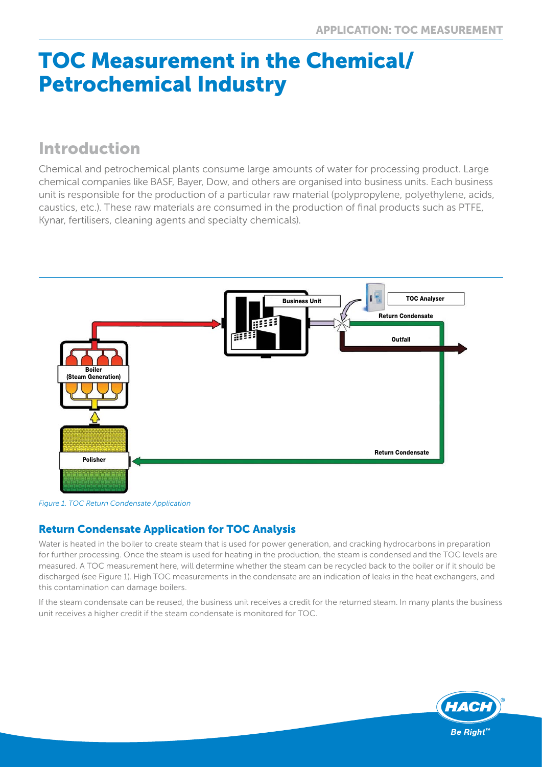# TOC Measurement in the Chemical/ Petrochemical Industry

## Introduction

Chemical and petrochemical plants consume large amounts of water for processing product. Large chemical companies like BASF, Bayer, Dow, and others are organised into business units. Each business unit is responsible for the production of a particular raw material (polypropylene, polyethylene, acids, caustics, etc.). These raw materials are consumed in the production of final products such as PTFE, Kynar, fertilisers, cleaning agents and specialty chemicals).

*Figure 1. TOC Return Condensate Application*

### Return Condensate Application for TOC Analysis

Water is heated in the boiler to create steam that is used for power generation, and cracking hydrocarbons in preparation for further processing. Once the steam is used for heating in the production, the steam is condensed and the TOC levels are measured. A TOC measurement here, will determine whether the steam can be recycled back to the boiler or if it should be discharged (see Figure 1). High TOC measurements in the condensate are an indication of leaks in the heat exchangers, and this contamination can damage boilers.

If the steam condensate can be reused, the business unit receives a credit for the returned steam. In many plants the business unit receives a higher credit if the steam condensate is monitored for TOC.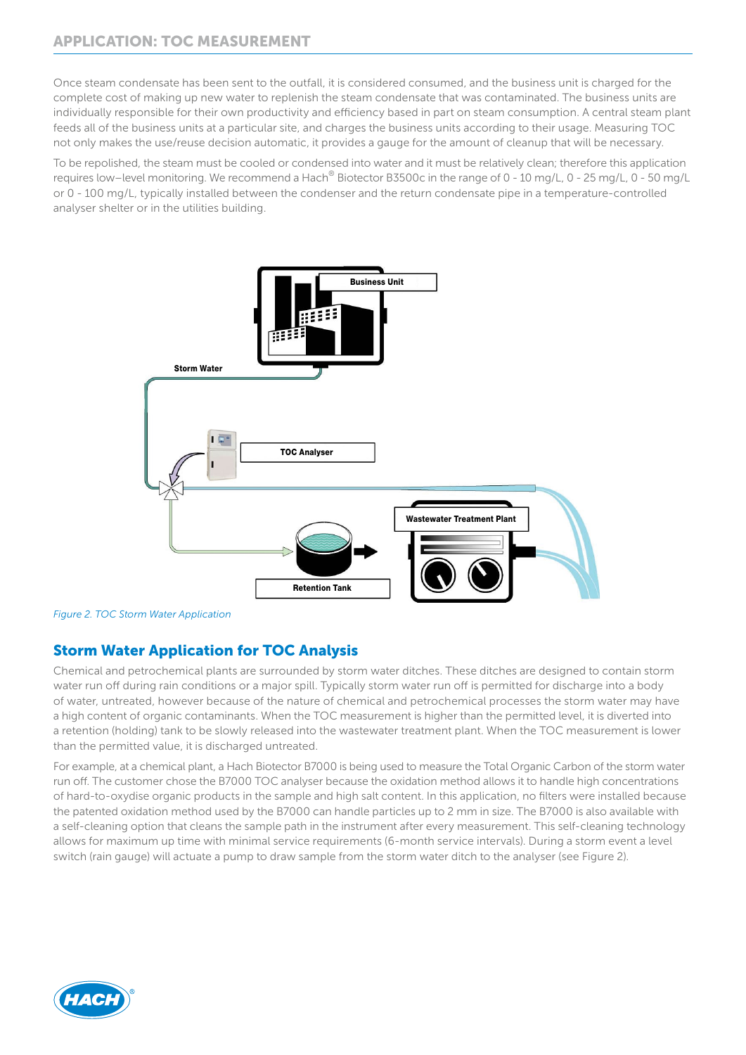Once steam condensate has been sent to the outfall, it is considered consumed, and the business unit is charged for the complete cost of making up new water to replenish the steam condensate that was contaminated. The business units are individually responsible for their own productivity and efficiency based in part on steam consumption. A central steam plant feeds all of the business units at a particular site, and charges the business units according to their usage. Measuring TOC not only makes the use/reuse decision automatic, it provides a gauge for the amount of cleanup that will be necessary.

To be repolished, the steam must be cooled or condensed into water and it must be relatively clean; therefore this application requires low–level monitoring. We recommend a Hach® Biotector B3500c in the range of 0 - 10 mg/L, 0 - 25 mg/L, 0 - 50 mg/L or 0 - 100 mg/L, typically installed between the condenser and the return condensate pipe in a temperature-controlled analyser shelter or in the utilities building.

Business Unit

Storm Water

TOC Analyser

Wastewater Treatment Plant

Retention Tank

*Figure 2. TOC Storm Water Application*

## Storm Water Application for TOC Analysis

Chemical and petrochemical plants are surrounded by storm water ditches. These ditches are designed to contain storm water run off during rain conditions or a major spill. Typically storm water run off is permitted for discharge into a body of water, untreated, however because of the nature of chemical and petrochemical processes the storm water may have a high content of organic contaminants. When the TOC measurement is higher than the permitted level, it is diverted into a retention (holding) tank to be slowly released into the wastewater treatment plant. When the TOC measurement is lower than the permitted value, it is discharged untreated.

For example, at a chemical plant, a Hach Biotector B7000 is being used to measure the Total Organic Carbon of the storm water run off. The customer chose the B7000 TOC analyser because the oxidation method allows it to handle high concentrations of hard-to-oxydise organic products in the sample and high salt content. In this application, no filters were installed because the patented oxidation method used by the B7000 can handle particles up to 2 mm in size. The B7000 is also available with a self-cleaning option that cleans the sample path in the instrument after every measurement. This self-cleaning technology allows for maximum up time with minimal service requirements (6-month service intervals). During a storm event a level switch (rain gauge) will actuate a pump to draw sample from the storm water ditch to the analyser (see Figure 2).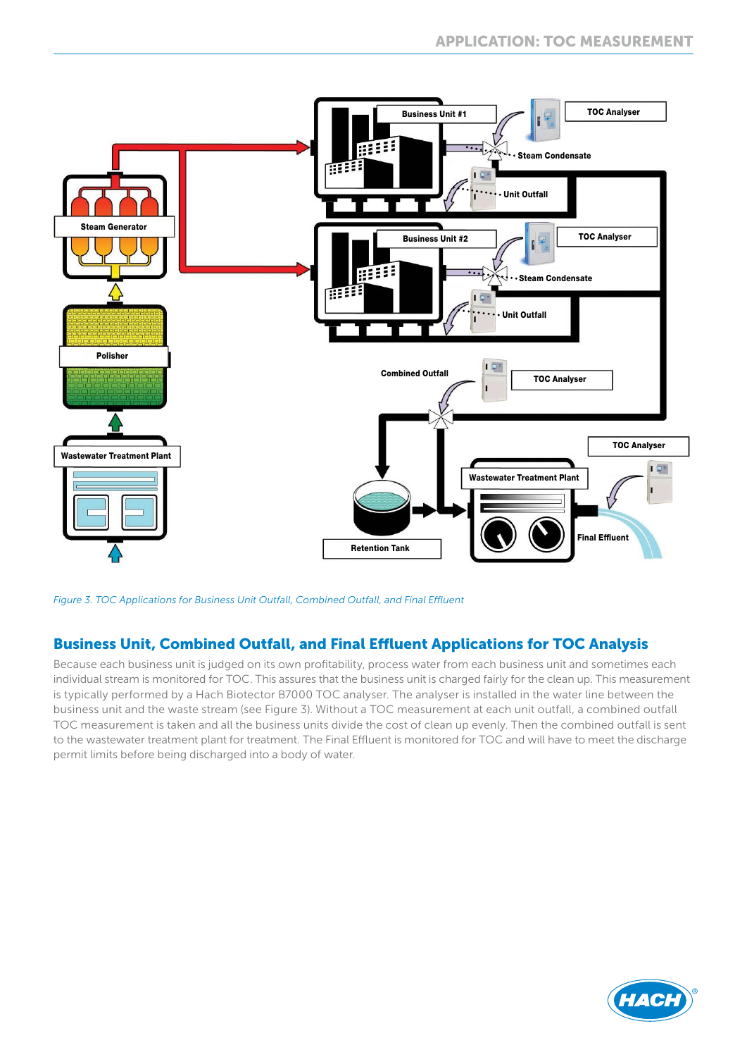*Figure 3. TOC Applications for Business Unit Outfall, Combined Outfall, and Final Effluent*

## Business Unit, Combined Outfall, and Final Effluent Applications for TOC Analysis

Because each business unit is judged on its own profitability, process water from each business unit and sometimes each individual stream is monitored for TOC. This assures that the business unit is charged fairly for the clean up. This measurement is typically performed by a Hach Biotector B7000 TOC analyser. The analyser is installed in the water line between the business unit and the waste stream (see Figure 3). Without a TOC measurement at each unit outfall, a combined outfall TOC measurement is taken and all the business units divide the cost of clean up evenly. Then the combined outfall is sent to the wastewater treatment plant for treatment. The Final Effluent is monitored for TOC and will have to meet the discharge permit limits before being discharged into a body of water.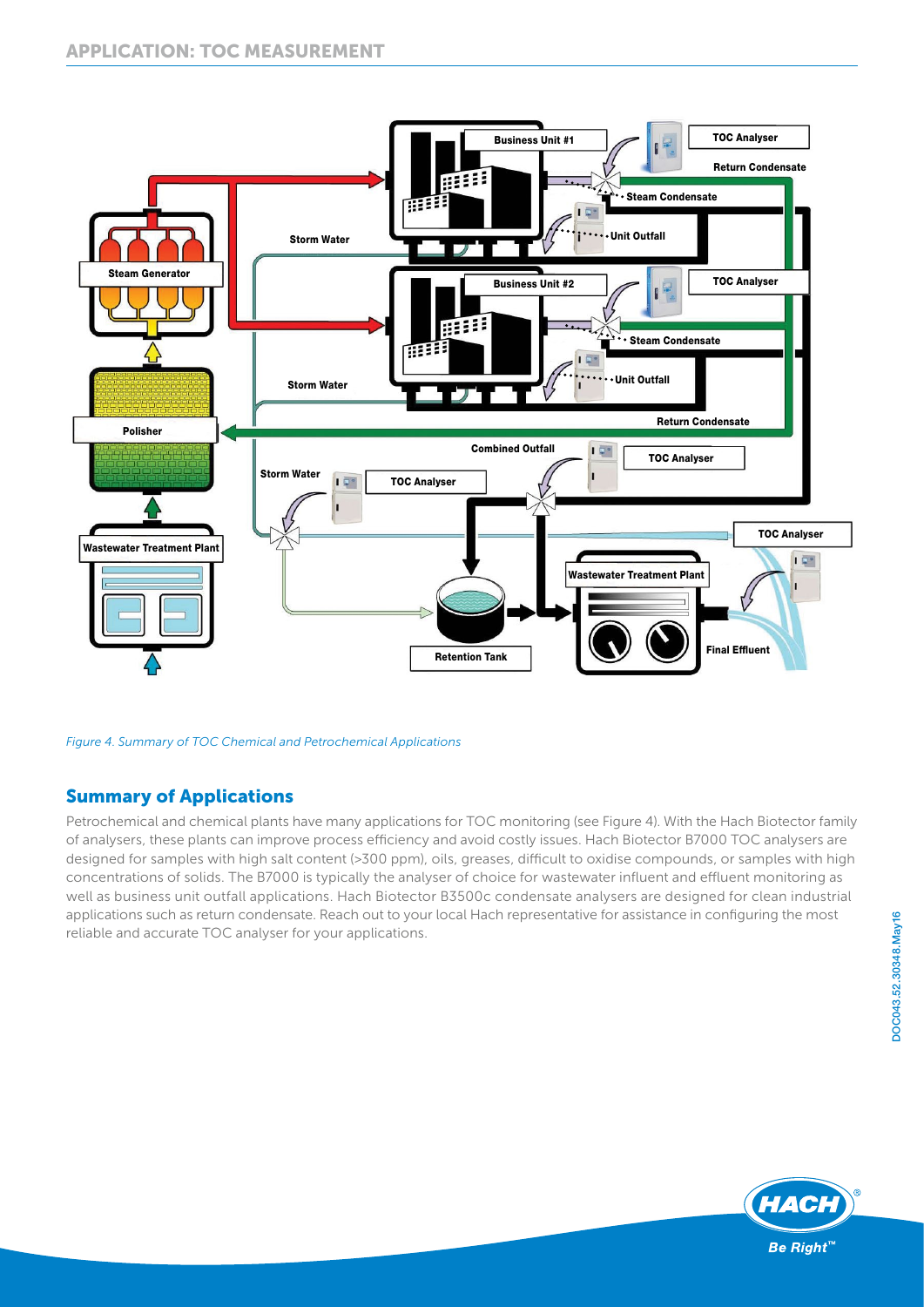## APPLICATION: TOC MEASUREMENT

Business Unit #1
TOC Analyser
Return Condensate
Steam Condensate
Storm Water
Unit Outfall
Steam Generator
Business Unit #2
TOC Analyser
Steam Condensate
Storm Water
Unit Outfall
Return Condensate
Polisher
Combined Outfall
TOC Analyser
Storm Water
TOC Analyser
TOC Analyser
Wastewater Treatment Plant
Wastewater Treatment Plant
Retention Tank
Final Effluent

*Figure 4. Summary of TOC Chemical and Petrochemical Applications*

## Summary of Applications

Petrochemical and chemical plants have many applications for TOC monitoring (see Figure 4). With the Hach Biotector family of analysers, these plants can improve process efficiency and avoid costly issues. Hach Biotector B7000 TOC analysers are designed for samples with high salt content (>300 ppm), oils, greases, difficult to oxidise compounds, or samples with high concentrations of solids. The B7000 is typically the analyser of choice for wastewater influent and effluent monitoring as well as business unit outfall applications. Hach Biotector B3500c condensate analysers are designed for clean industrial applications such as return condensate. Reach out to your local Hach representative for assistance in configuring the most reliable and accurate TOC analyser for your applications.